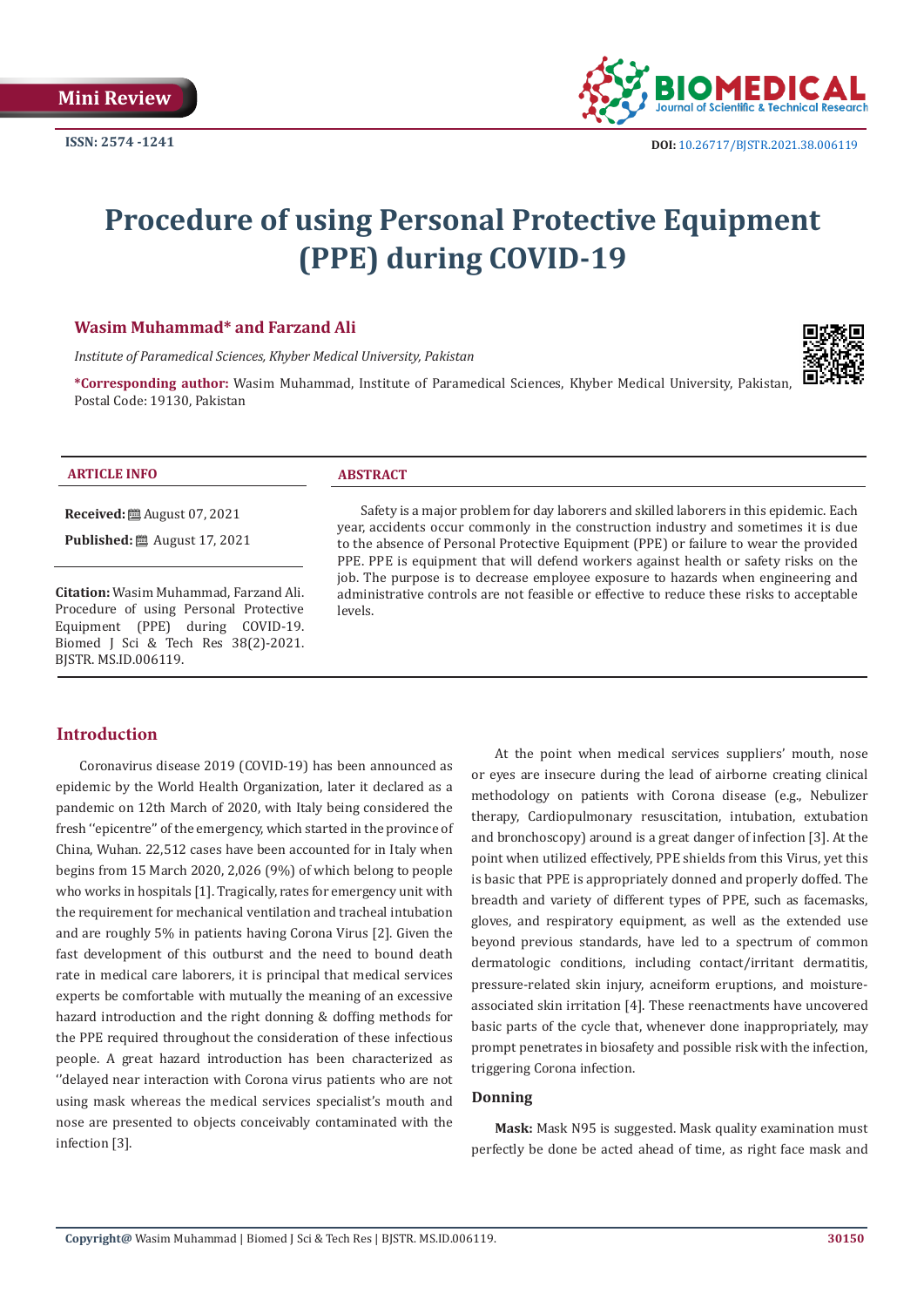Mini Review

ISSN: 2574 -1241

DOI: 10.26717/BJSTR.2021.38.006119

# Procedure of using Personal Protective Equipment (PPE) during COVID-19

**Wasim Muhammad\* and Farzand Ali**

*Institute of Paramedical Sciences, Khyber Medical University, Pakistan*

**\*Corresponding author:** Wasim Muhammad, Institute of Paramedical Sciences, Khyber Medical University, Pakistan, Postal Code: 19130, Pakistan

**ARTICLE INFO**

**Received:** August 07, 2021

**Published:** August 17, 2021

**Citation:** Wasim Muhammad, Farzand Ali. Procedure of using Personal Protective Equipment (PPE) during COVID-19. Biomed J Sci & Tech Res 38(2)-2021. BJSTR. MS.ID.006119.

**ABSTRACT**

Safety is a major problem for day laborers and skilled laborers in this epidemic. Each year, accidents occur commonly in the construction industry and sometimes it is due to the absence of Personal Protective Equipment (PPE) or failure to wear the provided PPE. PPE is equipment that will defend workers against health or safety risks on the job. The purpose is to decrease employee exposure to hazards when engineering and administrative controls are not feasible or effective to reduce these risks to acceptable levels.

## Introduction

Coronavirus disease 2019 (COVID-19) has been announced as epidemic by the World Health Organization, later it declared as a pandemic on 12th March of 2020, with Italy being considered the fresh ''epicentre'' of the emergency, which started in the province of China, Wuhan. 22,512 cases have been accounted for in Italy when begins from 15 March 2020, 2,026 (9%) of which belong to people who works in hospitals [1]. Tragically, rates for emergency unit with the requirement for mechanical ventilation and tracheal intubation and are roughly 5% in patients having Corona Virus [2]. Given the fast development of this outburst and the need to bound death rate in medical care laborers, it is principal that medical services experts be comfortable with mutually the meaning of an excessive hazard introduction and the right donning & doffing methods for the PPE required throughout the consideration of these infectious people. A great hazard introduction has been characterized as ''delayed near interaction with Corona virus patients who are not using mask whereas the medical services specialist's mouth and nose are presented to objects conceivably contaminated with the infection [3].

At the point when medical services suppliers' mouth, nose or eyes are insecure during the lead of airborne creating clinical methodology on patients with Corona disease (e.g., Nebulizer therapy, Cardiopulmonary resuscitation, intubation, extubation and bronchoscopy) around is a great danger of infection [3]. At the point when utilized effectively, PPE shields from this Virus, yet this is basic that PPE is appropriately donned and properly doffed. The breadth and variety of different types of PPE, such as facemasks, gloves, and respiratory equipment, as well as the extended use beyond previous standards, have led to a spectrum of common dermatologic conditions, including contact/irritant dermatitis, pressure-related skin injury, acneiform eruptions, and moisture-associated skin irritation [4]. These reenactments have uncovered basic parts of the cycle that, whenever done inappropriately, may prompt penetrates in biosafety and possible risk with the infection, triggering Corona infection.

### Donning

**Mask:** Mask N95 is suggested. Mask quality examination must perfectly be done be acted ahead of time, as right face mask and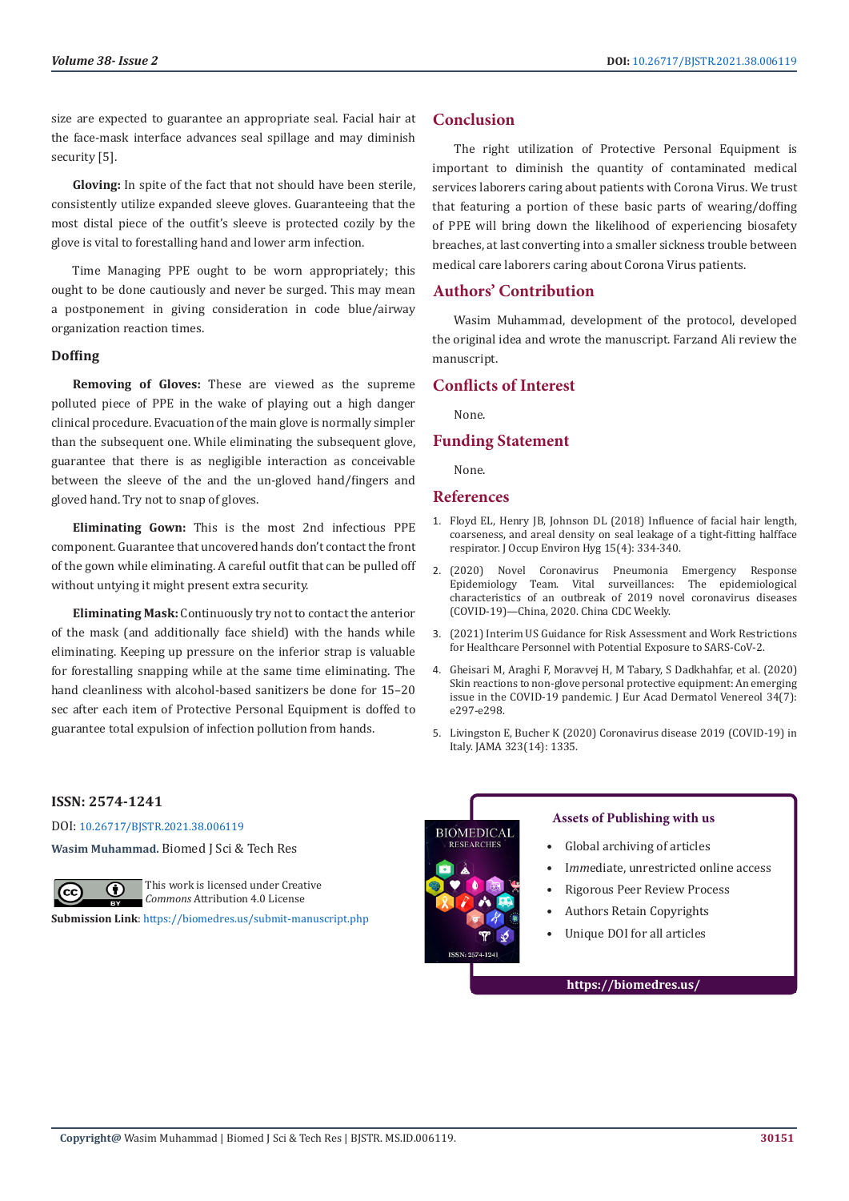size are expected to guarantee an appropriate seal. Facial hair at the face-mask interface advances seal spillage and may diminish security [5].

**Gloving:** In spite of the fact that not should have been sterile, consistently utilize expanded sleeve gloves. Guaranteeing that the most distal piece of the outfit's sleeve is protected cozily by the glove is vital to forestalling hand and lower arm infection.

Time Managing PPE ought to be worn appropriately; this ought to be done cautiously and never be surged. This may mean a postponement in giving consideration in code blue/airway organization reaction times.

### Doffing

**Removing of Gloves:** These are viewed as the supreme polluted piece of PPE in the wake of playing out a high danger clinical procedure. Evacuation of the main glove is normally simpler than the subsequent one. While eliminating the subsequent glove, guarantee that there is as negligible interaction as conceivable between the sleeve of the and the un-gloved hand/fingers and gloved hand. Try not to snap of gloves.

**Eliminating Gown:** This is the most 2nd infectious PPE component. Guarantee that uncovered hands don't contact the front of the gown while eliminating. A careful outfit that can be pulled off without untying it might present extra security.

**Eliminating Mask:** Continuously try not to contact the anterior of the mask (and additionally face shield) with the hands while eliminating. Keeping up pressure on the inferior strap is valuable for forestalling snapping while at the same time eliminating. The hand cleanliness with alcohol-based sanitizers be done for 15–20 sec after each item of Protective Personal Equipment is doffed to guarantee total expulsion of infection pollution from hands.

## Conclusion

The right utilization of Protective Personal Equipment is important to diminish the quantity of contaminated medical services laborers caring about patients with Corona Virus. We trust that featuring a portion of these basic parts of wearing/doffing of PPE will bring down the likelihood of experiencing biosafety breaches, at last converting into a smaller sickness trouble between medical care laborers caring about Corona Virus patients.

## Authors' Contribution

Wasim Muhammad, development of the protocol, developed the original idea and wrote the manuscript. Farzand Ali review the manuscript.

## Conflicts of Interest

None.

## Funding Statement

None.

## References

1. Floyd EL, Henry JB, Johnson DL (2018) Influence of facial hair length, coarseness, and areal density on seal leakage of a tight-fitting halfface respirator. J Occup Environ Hyg 15(4): 334-340.
2. (2020) Novel Coronavirus Pneumonia Emergency Response Epidemiology Team. Vital surveillances: The epidemiological characteristics of an outbreak of 2019 novel coronavirus diseases (COVID-19)—China, 2020. China CDC Weekly.
3. (2021) Interim US Guidance for Risk Assessment and Work Restrictions for Healthcare Personnel with Potential Exposure to SARS-CoV-2.
4. Gheisari M, Araghi F, Moravvej H, M Tabary, S Dadkhahfar, et al. (2020) Skin reactions to non-glove personal protective equipment: An emerging issue in the COVID-19 pandemic. J Eur Acad Dermatol Venereol 34(7): e297-e298.
5. Livingston E, Bucher K (2020) Coronavirus disease 2019 (COVID-19) in Italy. JAMA 323(14): 1335.

**ISSN: 2574-1241**

DOI: 10.26717/BJSTR.2021.38.006119

**Wasim Muhammad.** Biomed J Sci & Tech Res

This work is licensed under Creative *Commons* Attribution 4.0 License

**Submission Link**: https://biomedres.us/submit-manuscript.php

**Assets of Publishing with us**

- Global archiving of articles
- Immediate, unrestricted online access
- Rigorous Peer Review Process
- Authors Retain Copyrights
- Unique DOI for all articles

**https://biomedres.us/**